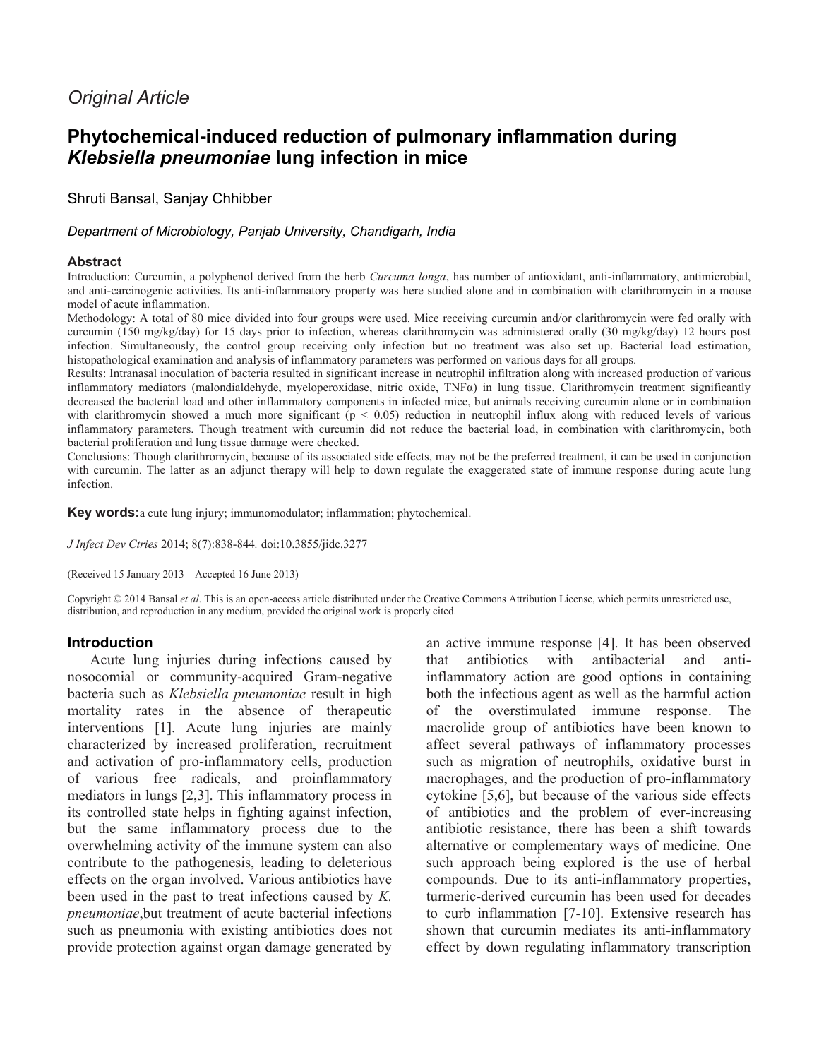*Original Article*

# Phytochemical-induced reduction of pulmonary inflammation during *Klebsiella pneumoniae* lung infection in mice

Shruti Bansal, Sanjay Chhibber

*Department of Microbiology, Panjab University, Chandigarh, India*

### Abstract

Introduction: Curcumin, a polyphenol derived from the herb *Curcuma longa*, has number of antioxidant, anti-inflammatory, antimicrobial, and anti-carcinogenic activities. Its anti-inflammatory property was here studied alone and in combination with clarithromycin in a mouse model of acute inflammation.

Methodology: A total of 80 mice divided into four groups were used. Mice receiving curcumin and/or clarithromycin were fed orally with curcumin (150 mg/kg/day) for 15 days prior to infection, whereas clarithromycin was administered orally (30 mg/kg/day) 12 hours post infection. Simultaneously, the control group receiving only infection but no treatment was also set up. Bacterial load estimation, histopathological examination and analysis of inflammatory parameters was performed on various days for all groups.

Results: Intranasal inoculation of bacteria resulted in significant increase in neutrophil infiltration along with increased production of various inflammatory mediators (malondialdehyde, myeloperoxidase, nitric oxide, TNFα) in lung tissue. Clarithromycin treatment significantly decreased the bacterial load and other inflammatory components in infected mice, but animals receiving curcumin alone or in combination with clarithromycin showed a much more significant ($p < 0.05$) reduction in neutrophil influx along with reduced levels of various inflammatory parameters. Though treatment with curcumin did not reduce the bacterial load, in combination with clarithromycin, both bacterial proliferation and lung tissue damage were checked.

Conclusions: Though clarithromycin, because of its associated side effects, may not be the preferred treatment, it can be used in conjunction with curcumin. The latter as an adjunct therapy will help to down regulate the exaggerated state of immune response during acute lung infection.

**Key words:** a cute lung injury; immunomodulator; inflammation; phytochemical.

*J Infect Dev Ctries* 2014; 8(7):838-844. doi:10.3855/jidc.3277

(Received 15 January 2013 – Accepted 16 June 2013)

Copyright © 2014 Bansal *et al*. This is an open-access article distributed under the Creative Commons Attribution License, which permits unrestricted use, distribution, and reproduction in any medium, provided the original work is properly cited.

## Introduction

Acute lung injuries during infections caused by nosocomial or community-acquired Gram-negative bacteria such as *Klebsiella pneumoniae* result in high mortality rates in the absence of therapeutic interventions [1]. Acute lung injuries are mainly characterized by increased proliferation, recruitment and activation of pro-inflammatory cells, production of various free radicals, and proinflammatory mediators in lungs [2,3]. This inflammatory process in its controlled state helps in fighting against infection, but the same inflammatory process due to the overwhelming activity of the immune system can also contribute to the pathogenesis, leading to deleterious effects on the organ involved. Various antibiotics have been used in the past to treat infections caused by *K. pneumoniae*,but treatment of acute bacterial infections such as pneumonia with existing antibiotics does not provide protection against organ damage generated by an active immune response [4]. It has been observed that antibiotics with antibacterial and anti-inflammatory action are good options in containing both the infectious agent as well as the harmful action of the overstimulated immune response. The macrolide group of antibiotics have been known to affect several pathways of inflammatory processes such as migration of neutrophils, oxidative burst in macrophages, and the production of pro-inflammatory cytokine [5,6], but because of the various side effects of antibiotics and the problem of ever-increasing antibiotic resistance, there has been a shift towards alternative or complementary ways of medicine. One such approach being explored is the use of herbal compounds. Due to its anti-inflammatory properties, turmeric-derived curcumin has been used for decades to curb inflammation [7-10]. Extensive research has shown that curcumin mediates its anti-inflammatory effect by down regulating inflammatory transcription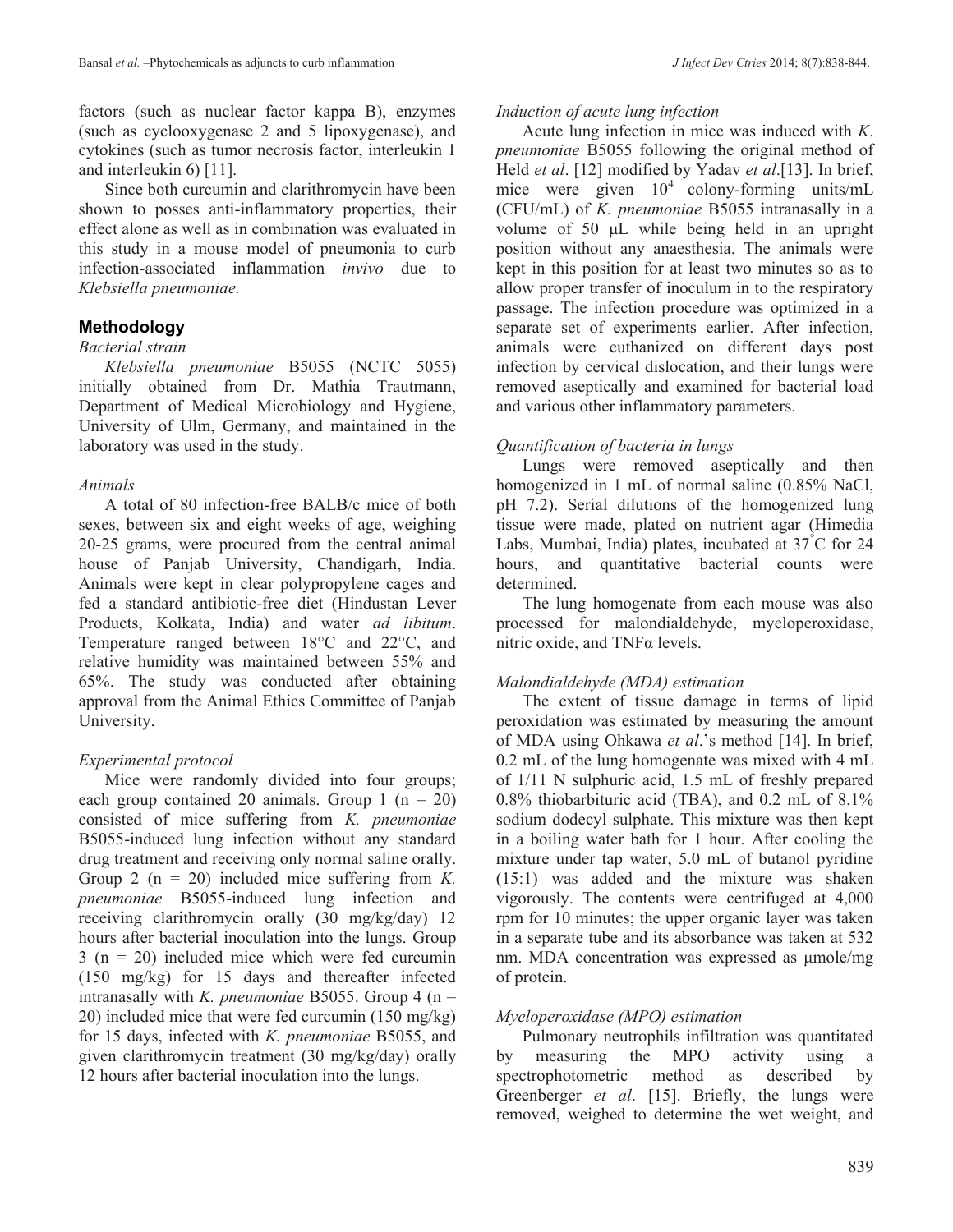factors (such as nuclear factor kappa B), enzymes (such as cyclooxygenase 2 and 5 lipoxygenase), and cytokines (such as tumor necrosis factor, interleukin 1 and interleukin 6) [11].

Since both curcumin and clarithromycin have been shown to posses anti-inflammatory properties, their effect alone as well as in combination was evaluated in this study in a mouse model of pneumonia to curb infection-associated inflammation *invivo* due to *Klebsiella pneumoniae.*

## Methodology

*Bacterial strain*

*Klebsiella pneumoniae* B5055 (NCTC 5055) initially obtained from Dr. Mathia Trautmann, Department of Medical Microbiology and Hygiene, University of Ulm, Germany, and maintained in the laboratory was used in the study.

*Animals*

A total of 80 infection-free BALB/c mice of both sexes, between six and eight weeks of age, weighing 20-25 grams, were procured from the central animal house of Panjab University, Chandigarh, India. Animals were kept in clear polypropylene cages and fed a standard antibiotic-free diet (Hindustan Lever Products, Kolkata, India) and water *ad libitum*. Temperature ranged between 18°C and 22°C, and relative humidity was maintained between 55% and 65%. The study was conducted after obtaining approval from the Animal Ethics Committee of Panjab University.

*Experimental protocol*

Mice were randomly divided into four groups; each group contained 20 animals. Group 1 (n = 20) consisted of mice suffering from *K. pneumoniae* B5055-induced lung infection without any standard drug treatment and receiving only normal saline orally. Group 2 (n = 20) included mice suffering from *K. pneumoniae* B5055-induced lung infection and receiving clarithromycin orally (30 mg/kg/day) 12 hours after bacterial inoculation into the lungs. Group 3 (n = 20) included mice which were fed curcumin (150 mg/kg) for 15 days and thereafter infected intranasally with *K. pneumoniae* B5055. Group 4 (n = 20) included mice that were fed curcumin (150 mg/kg) for 15 days, infected with *K. pneumoniae* B5055, and given clarithromycin treatment (30 mg/kg/day) orally 12 hours after bacterial inoculation into the lungs.

*Induction of acute lung infection*

Acute lung infection in mice was induced with *K. pneumoniae* B5055 following the original method of Held *et al*. [12] modified by Yadav *et al*.[13]. In brief, mice were given $10^4$ colony-forming units/mL (CFU/mL) of *K. pneumoniae* B5055 intranasally in a volume of 50 μL while being held in an upright position without any anaesthesia. The animals were kept in this position for at least two minutes so as to allow proper transfer of inoculum in to the respiratory passage. The infection procedure was optimized in a separate set of experiments earlier. After infection, animals were euthanized on different days post infection by cervical dislocation, and their lungs were removed aseptically and examined for bacterial load and various other inflammatory parameters.

*Quantification of bacteria in lungs*

Lungs were removed aseptically and then homogenized in 1 mL of normal saline (0.85% NaCl, pH 7.2). Serial dilutions of the homogenized lung tissue were made, plated on nutrient agar (Himedia Labs, Mumbai, India) plates, incubated at 37°C for 24 hours, and quantitative bacterial counts were determined.

The lung homogenate from each mouse was also processed for malondialdehyde, myeloperoxidase, nitric oxide, and TNFα levels.

*Malondialdehyde (MDA) estimation*

The extent of tissue damage in terms of lipid peroxidation was estimated by measuring the amount of MDA using Ohkawa *et al*.'s method [14]. In brief, 0.2 mL of the lung homogenate was mixed with 4 mL of 1/11 N sulphuric acid, 1.5 mL of freshly prepared 0.8% thiobarbituric acid (TBA), and 0.2 mL of 8.1% sodium dodecyl sulphate. This mixture was then kept in a boiling water bath for 1 hour. After cooling the mixture under tap water, 5.0 mL of butanol pyridine (15:1) was added and the mixture was shaken vigorously. The contents were centrifuged at 4,000 rpm for 10 minutes; the upper organic layer was taken in a separate tube and its absorbance was taken at 532 nm. MDA concentration was expressed as μmole/mg of protein.

*Myeloperoxidase (MPO) estimation*

Pulmonary neutrophils infiltration was quantitated by measuring the MPO activity using a spectrophotometric method as described by Greenberger *et al*. [15]. Briefly, the lungs were removed, weighed to determine the wet weight, and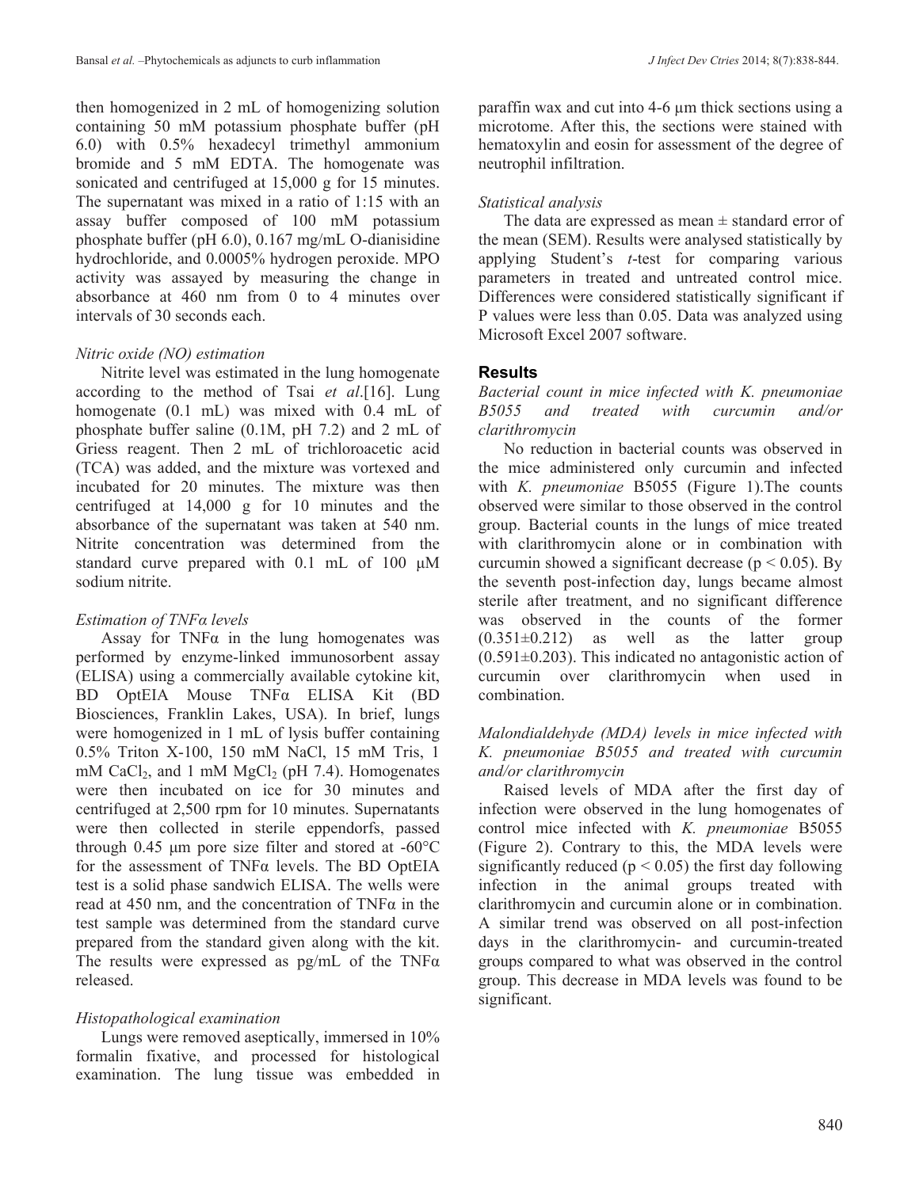then homogenized in 2 mL of homogenizing solution containing 50 mM potassium phosphate buffer (pH 6.0) with 0.5% hexadecyl trimethyl ammonium bromide and 5 mM EDTA. The homogenate was sonicated and centrifuged at 15,000 g for 15 minutes. The supernatant was mixed in a ratio of 1:15 with an assay buffer composed of 100 mM potassium phosphate buffer (pH 6.0), 0.167 mg/mL O-dianisidine hydrochloride, and 0.0005% hydrogen peroxide. MPO activity was assayed by measuring the change in absorbance at 460 nm from 0 to 4 minutes over intervals of 30 seconds each.

*Nitric oxide (NO) estimation*

Nitrite level was estimated in the lung homogenate according to the method of Tsai *et al*.[16]. Lung homogenate (0.1 mL) was mixed with 0.4 mL of phosphate buffer saline (0.1M, pH 7.2) and 2 mL of Griess reagent. Then 2 mL of trichloroacetic acid (TCA) was added, and the mixture was vortexed and incubated for 20 minutes. The mixture was then centrifuged at 14,000 g for 10 minutes and the absorbance of the supernatant was taken at 540 nm. Nitrite concentration was determined from the standard curve prepared with 0.1 mL of 100 μM sodium nitrite.

*Estimation of TNFα levels*

Assay for TNFα in the lung homogenates was performed by enzyme-linked immunosorbent assay (ELISA) using a commercially available cytokine kit, BD OptEIA Mouse TNFα ELISA Kit (BD Biosciences, Franklin Lakes, USA). In brief, lungs were homogenized in 1 mL of lysis buffer containing 0.5% Triton X-100, 150 mM NaCl, 15 mM Tris, 1 mM $CaCl_2$, and 1 mM $MgCl_2$ (pH 7.4). Homogenates were then incubated on ice for 30 minutes and centrifuged at 2,500 rpm for 10 minutes. Supernatants were then collected in sterile eppendorfs, passed through 0.45 μm pore size filter and stored at -60°C for the assessment of TNFα levels. The BD OptEIA test is a solid phase sandwich ELISA. The wells were read at 450 nm, and the concentration of TNFα in the test sample was determined from the standard curve prepared from the standard given along with the kit. The results were expressed as pg/mL of the TNFα released.

*Histopathological examination*

Lungs were removed aseptically, immersed in 10% formalin fixative, and processed for histological examination. The lung tissue was embedded in paraffin wax and cut into 4-6 μm thick sections using a microtome. After this, the sections were stained with hematoxylin and eosin for assessment of the degree of neutrophil infiltration.

*Statistical analysis*

The data are expressed as mean ± standard error of the mean (SEM). Results were analysed statistically by applying Student's *t*-test for comparing various parameters in treated and untreated control mice. Differences were considered statistically significant if P values were less than 0.05. Data was analyzed using Microsoft Excel 2007 software.

## Results

*Bacterial count in mice infected with K. pneumoniae B5055 and treated with curcumin and/or clarithromycin*

No reduction in bacterial counts was observed in the mice administered only curcumin and infected with *K. pneumoniae* B5055 (Figure 1).The counts observed were similar to those observed in the control group. Bacterial counts in the lungs of mice treated with clarithromycin alone or in combination with curcumin showed a significant decrease ($p < 0.05$). By the seventh post-infection day, lungs became almost sterile after treatment, and no significant difference was observed in the counts of the former (0.351±0.212) as well as the latter group (0.591±0.203). This indicated no antagonistic action of curcumin over clarithromycin when used in combination.

*Malondialdehyde (MDA) levels in mice infected with K. pneumoniae B5055 and treated with curcumin and/or clarithromycin*

Raised levels of MDA after the first day of infection were observed in the lung homogenates of control mice infected with *K. pneumoniae* B5055 (Figure 2). Contrary to this, the MDA levels were significantly reduced ($p < 0.05$) the first day following infection in the animal groups treated with clarithromycin and curcumin alone or in combination. A similar trend was observed on all post-infection days in the clarithromycin- and curcumin-treated groups compared to what was observed in the control group. This decrease in MDA levels was found to be significant.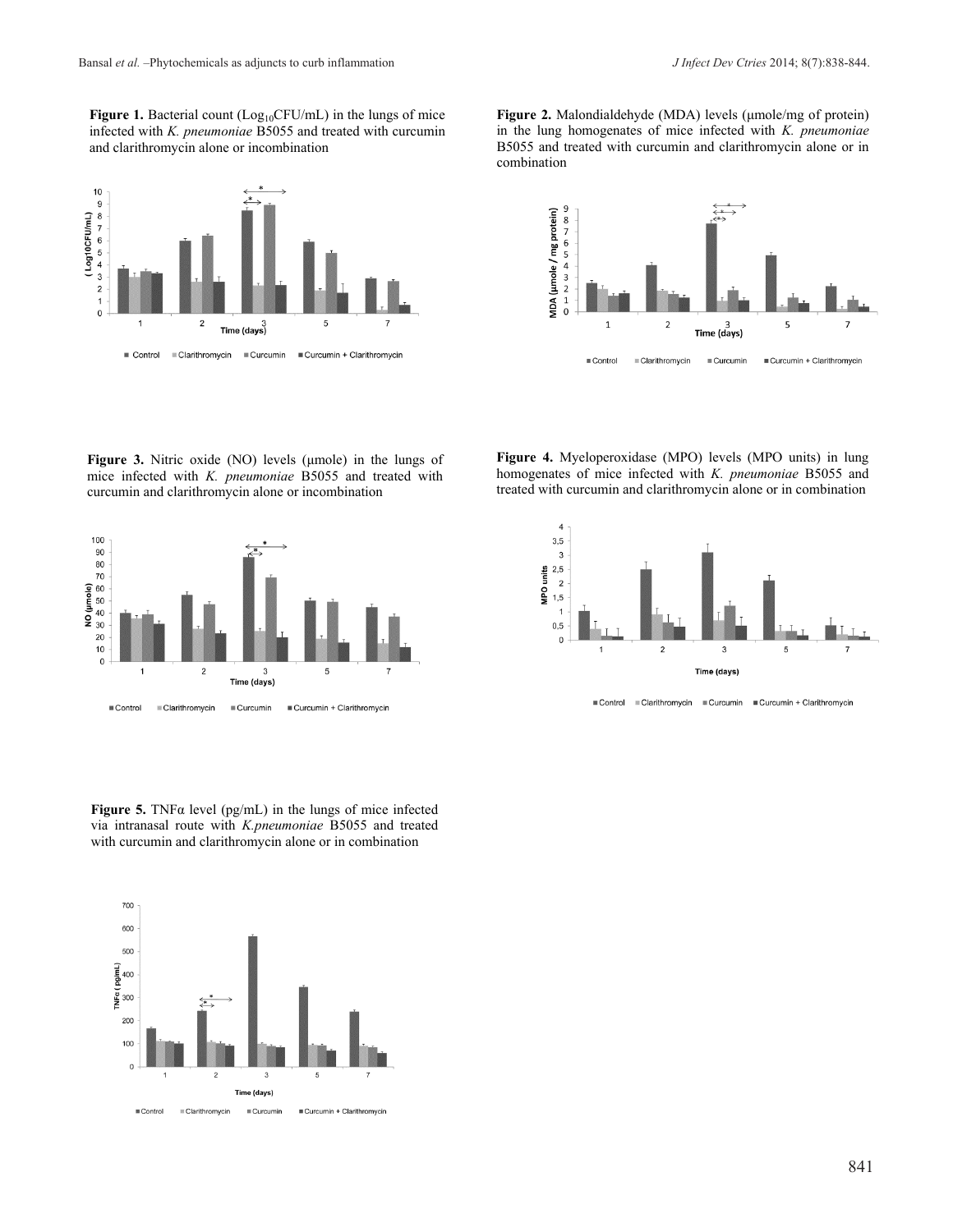**Figure 1.** Bacterial count ($Log_{10}$CFU/mL) in the lungs of mice infected with *K. pneumoniae* B5055 and treated with curcumin and clarithromycin alone or incombination

**Figure 2.** Malondialdehyde (MDA) levels (µmole/mg of protein) in the lung homogenates of mice infected with *K. pneumoniae* B5055 and treated with curcumin and clarithromycin alone or in combination

**Figure 3.** Nitric oxide (NO) levels (µmole) in the lungs of mice infected with *K. pneumoniae* B5055 and treated with curcumin and clarithromycin alone or incombination

**Figure 4.** Myeloperoxidase (MPO) levels (MPO units) in lung homogenates of mice infected with *K. pneumoniae* B5055 and treated with curcumin and clarithromycin alone or in combination

**Figure 5.** TNFα level (pg/mL) in the lungs of mice infected via intranasal route with *K.pneumoniae* B5055 and treated with curcumin and clarithromycin alone or in combination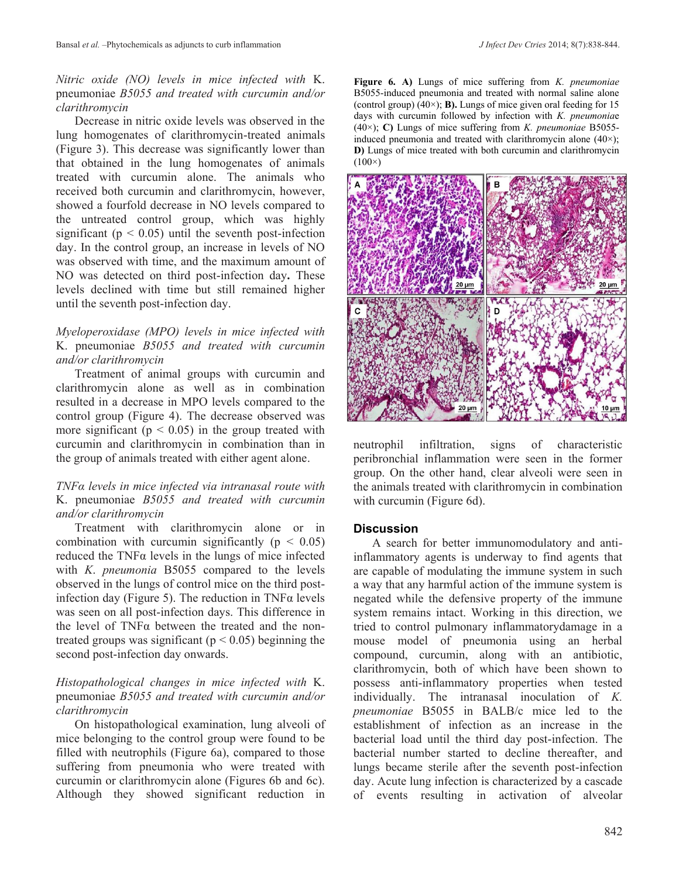*Nitric oxide (NO) levels in mice infected with* K. pneumoniae *B5055 and treated with curcumin and/or clarithromycin*

Decrease in nitric oxide levels was observed in the lung homogenates of clarithromycin-treated animals (Figure 3). This decrease was significantly lower than that obtained in the lung homogenates of animals treated with curcumin alone. The animals who received both curcumin and clarithromycin, however, showed a fourfold decrease in NO levels compared to the untreated control group, which was highly significant ($p < 0.05$) until the seventh post-infection day. In the control group, an increase in levels of NO was observed with time, and the maximum amount of NO was detected on third post-infection day**.** These levels declined with time but still remained higher until the seventh post-infection day.

*Myeloperoxidase (MPO) levels in mice infected with* K. pneumoniae *B5055 and treated with curcumin and/or clarithromycin*

Treatment of animal groups with curcumin and clarithromycin alone as well as in combination resulted in a decrease in MPO levels compared to the control group (Figure 4). The decrease observed was more significant ($p < 0.05$) in the group treated with curcumin and clarithromycin in combination than in the group of animals treated with either agent alone.

*TNFα levels in mice infected via intranasal route with* K. pneumoniae *B5055 and treated with curcumin and/or clarithromycin*

Treatment with clarithromycin alone or in combination with curcumin significantly ($p < 0.05$) reduced the TNFα levels in the lungs of mice infected with *K. pneumonia* B5055 compared to the levels observed in the lungs of control mice on the third post-infection day (Figure 5). The reduction in TNFα levels was seen on all post-infection days. This difference in the level of TNFα between the treated and the non-treated groups was significant ($p < 0.05$) beginning the second post-infection day onwards.

*Histopathological changes in mice infected with* K. pneumoniae *B5055 and treated with curcumin and/or clarithromycin*

On histopathological examination, lung alveoli of mice belonging to the control group were found to be filled with neutrophils (Figure 6a), compared to those suffering from pneumonia who were treated with curcumin or clarithromycin alone (Figures 6b and 6c). Although they showed significant reduction in neutrophil infiltration, signs of characteristic peribronchial inflammation were seen in the former group. On the other hand, clear alveoli were seen in the animals treated with clarithromycin in combination with curcumin (Figure 6d).

**Figure 6. A)** Lungs of mice suffering from *K. pneumoniae* B5055-induced pneumonia and treated with normal saline alone (control group) (40×); **B).** Lungs of mice given oral feeding for 15 days with curcumin followed by infection with *K. pneumonia*e (40×); **C)** Lungs of mice suffering from *K. pneumoniae* B5055-induced pneumonia and treated with clarithromycin alone (40×); **D)** Lungs of mice treated with both curcumin and clarithromycin (100×)

## Discussion

A search for better immunomodulatory and anti-inflammatory agents is underway to find agents that are capable of modulating the immune system in such a way that any harmful action of the immune system is negated while the defensive property of the immune system remains intact. Working in this direction, we tried to control pulmonary inflammatorydamage in a mouse model of pneumonia using an herbal compound, curcumin, along with an antibiotic, clarithromycin, both of which have been shown to possess anti-inflammatory properties when tested individually. The intranasal inoculation of *K. pneumoniae* B5055 in BALB/c mice led to the establishment of infection as an increase in the bacterial load until the third day post-infection. The bacterial number started to decline thereafter, and lungs became sterile after the seventh post-infection day. Acute lung infection is characterized by a cascade of events resulting in activation of alveolar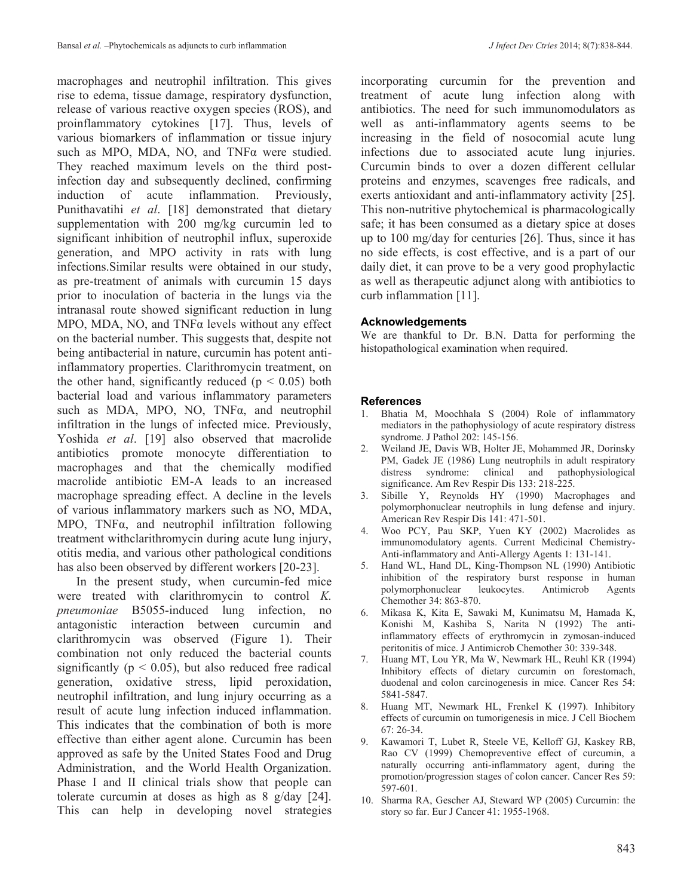macrophages and neutrophil infiltration. This gives rise to edema, tissue damage, respiratory dysfunction, release of various reactive oxygen species (ROS), and proinflammatory cytokines [17]. Thus, levels of various biomarkers of inflammation or tissue injury such as MPO, MDA, NO, and TNFα were studied. They reached maximum levels on the third post-infection day and subsequently declined, confirming induction of acute inflammation. Previously, Punithavatihi *et al*. [18] demonstrated that dietary supplementation with 200 mg/kg curcumin led to significant inhibition of neutrophil influx, superoxide generation, and MPO activity in rats with lung infections.Similar results were obtained in our study, as pre-treatment of animals with curcumin 15 days prior to inoculation of bacteria in the lungs via the intranasal route showed significant reduction in lung MPO, MDA, NO, and TNFα levels without any effect on the bacterial number. This suggests that, despite not being antibacterial in nature, curcumin has potent anti-inflammatory properties. Clarithromycin treatment, on the other hand, significantly reduced ($p < 0.05$) both bacterial load and various inflammatory parameters such as MDA, MPO, NO, TNFα, and neutrophil infiltration in the lungs of infected mice. Previously, Yoshida *et al*. [19] also observed that macrolide antibiotics promote monocyte differentiation to macrophages and that the chemically modified macrolide antibiotic EM-A leads to an increased macrophage spreading effect. A decline in the levels of various inflammatory markers such as NO, MDA, MPO, TNFα, and neutrophil infiltration following treatment withclarithromycin during acute lung injury, otitis media, and various other pathological conditions has also been observed by different workers [20-23].

In the present study, when curcumin-fed mice were treated with clarithromycin to control *K. pneumoniae* B5055-induced lung infection, no antagonistic interaction between curcumin and clarithromycin was observed (Figure 1). Their combination not only reduced the bacterial counts significantly ($p < 0.05$), but also reduced free radical generation, oxidative stress, lipid peroxidation, neutrophil infiltration, and lung injury occurring as a result of acute lung infection induced inflammation. This indicates that the combination of both is more effective than either agent alone. Curcumin has been approved as safe by the United States Food and Drug Administration, and the World Health Organization. Phase I and II clinical trials show that people can tolerate curcumin at doses as high as 8 g/day [24]. This can help in developing novel strategies incorporating curcumin for the prevention and treatment of acute lung infection along with antibiotics. The need for such immunomodulators as well as anti-inflammatory agents seems to be increasing in the field of nosocomial acute lung infections due to associated acute lung injuries. Curcumin binds to over a dozen different cellular proteins and enzymes, scavenges free radicals, and exerts antioxidant and anti-inflammatory activity [25]. This non-nutritive phytochemical is pharmacologically safe; it has been consumed as a dietary spice at doses up to 100 mg/day for centuries [26]. Thus, since it has no side effects, is cost effective, and is a part of our daily diet, it can prove to be a very good prophylactic as well as therapeutic adjunct along with antibiotics to curb inflammation [11].

### Acknowledgements

We are thankful to Dr. B.N. Datta for performing the histopathological examination when required.

### References

1. Bhatia M, Moochhala S (2004) Role of inflammatory mediators in the pathophysiology of acute respiratory distress syndrome. J Pathol 202: 145-156.
2. Weiland JE, Davis WB, Holter JE, Mohammed JR, Dorinsky PM, Gadek JE (1986) Lung neutrophils in adult respiratory distress syndrome: clinical and pathophysiological significance. Am Rev Respir Dis 133: 218-225.
3. Sibille Y, Reynolds HY (1990) Macrophages and polymorphonuclear neutrophils in lung defense and injury. American Rev Respir Dis 141: 471-501.
4. Woo PCY, Pau SKP, Yuen KY (2002) Macrolides as immunomodulatory agents. Current Medicinal Chemistry-Anti-inflammatory and Anti-Allergy Agents 1: 131-141.
5. Hand WL, Hand DL, King-Thompson NL (1990) Antibiotic inhibition of the respiratory burst response in human polymorphonuclear leukocytes. Antimicrob Agents Chemother 34: 863-870.
6. Mikasa K, Kita E, Sawaki M, Kunimatsu M, Hamada K, Konishi M, Kashiba S, Narita N (1992) The anti-inflammatory effects of erythromycin in zymosan-induced peritonitis of mice. J Antimicrob Chemother 30: 339-348.
7. Huang MT, Lou YR, Ma W, Newmark HL, Reuhl KR (1994) Inhibitory effects of dietary curcumin on forestomach, duodenal and colon carcinogenesis in mice. Cancer Res 54: 5841-5847.
8. Huang MT, Newmark HL, Frenkel K (1997). Inhibitory effects of curcumin on tumorigenesis in mice. J Cell Biochem 67: 26-34.
9. Kawamori T, Lubet R, Steele VE, Kelloff GJ, Kaskey RB, Rao CV (1999) Chemopreventive effect of curcumin, a naturally occurring anti-inflammatory agent, during the promotion/progression stages of colon cancer. Cancer Res 59: 597-601.
10. Sharma RA, Gescher AJ, Steward WP (2005) Curcumin: the story so far. Eur J Cancer 41: 1955-1968.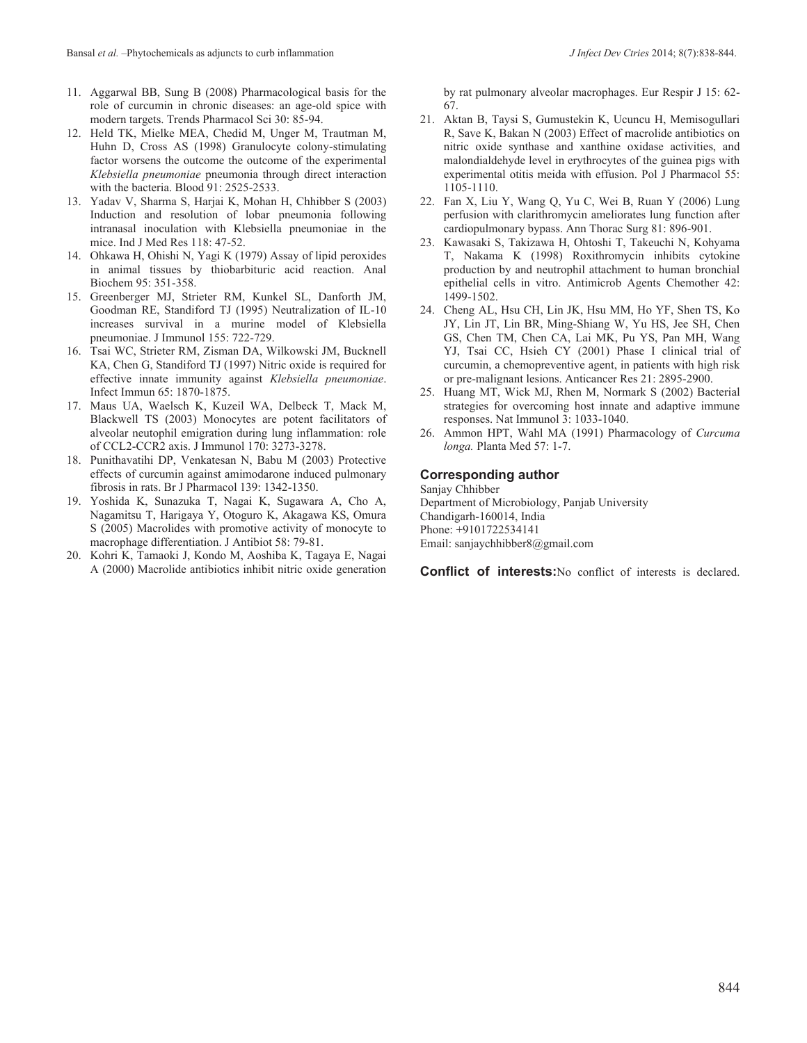11. Aggarwal BB, Sung B (2008) Pharmacological basis for the role of curcumin in chronic diseases: an age-old spice with modern targets. Trends Pharmacol Sci 30: 85-94.
12. Held TK, Mielke MEA, Chedid M, Unger M, Trautman M, Huhn D, Cross AS (1998) Granulocyte colony-stimulating factor worsens the outcome the outcome of the experimental *Klebsiella pneumoniae* pneumonia through direct interaction with the bacteria. Blood 91: 2525-2533.
13. Yadav V, Sharma S, Harjai K, Mohan H, Chhibber S (2003) Induction and resolution of lobar pneumonia following intranasal inoculation with Klebsiella pneumoniae in the mice. Ind J Med Res 118: 47-52.
14. Ohkawa H, Ohishi N, Yagi K (1979) Assay of lipid peroxides in animal tissues by thiobarbituric acid reaction. Anal Biochem 95: 351-358.
15. Greenberger MJ, Strieter RM, Kunkel SL, Danforth JM, Goodman RE, Standiford TJ (1995) Neutralization of IL-10 increases survival in a murine model of Klebsiella pneumoniae. J Immunol 155: 722-729.
16. Tsai WC, Strieter RM, Zisman DA, Wilkowski JM, Bucknell KA, Chen G, Standiford TJ (1997) Nitric oxide is required for effective innate immunity against *Klebsiella pneumoniae*. Infect Immun 65: 1870-1875.
17. Maus UA, Waelsch K, Kuzeil WA, Delbeck T, Mack M, Blackwell TS (2003) Monocytes are potent facilitators of alveolar neutophil emigration during lung inflammation: role of CCL2-CCR2 axis. J Immunol 170: 3273-3278.
18. Punithavatihi DP, Venkatesan N, Babu M (2003) Protective effects of curcumin against amimodarone induced pulmonary fibrosis in rats. Br J Pharmacol 139: 1342-1350.
19. Yoshida K, Sunazuka T, Nagai K, Sugawara A, Cho A, Nagamitsu T, Harigaya Y, Otoguro K, Akagawa KS, Omura S (2005) Macrolides with promotive activity of monocyte to macrophage differentiation. J Antibiot 58: 79-81.
20. Kohri K, Tamaoki J, Kondo M, Aoshiba K, Tagaya E, Nagai A (2000) Macrolide antibiotics inhibit nitric oxide generation by rat pulmonary alveolar macrophages. Eur Respir J 15: 62-67.
21. Aktan B, Taysi S, Gumustekin K, Ucuncu H, Memisogullari R, Save K, Bakan N (2003) Effect of macrolide antibiotics on nitric oxide synthase and xanthine oxidase activities, and malondialdehyde level in erythrocytes of the guinea pigs with experimental otitis meida with effusion. Pol J Pharmacol 55: 1105-1110.
22. Fan X, Liu Y, Wang Q, Yu C, Wei B, Ruan Y (2006) Lung perfusion with clarithromycin ameliorates lung function after cardiopulmonary bypass. Ann Thorac Surg 81: 896-901.
23. Kawasaki S, Takizawa H, Ohtoshi T, Takeuchi N, Kohyama T, Nakama K (1998) Roxithromycin inhibits cytokine production by and neutrophil attachment to human bronchial epithelial cells in vitro. Antimicrob Agents Chemother 42: 1499-1502.
24. Cheng AL, Hsu CH, Lin JK, Hsu MM, Ho YF, Shen TS, Ko JY, Lin JT, Lin BR, Ming-Shiang W, Yu HS, Jee SH, Chen GS, Chen TM, Chen CA, Lai MK, Pu YS, Pan MH, Wang YJ, Tsai CC, Hsieh CY (2001) Phase I clinical trial of curcumin, a chemopreventive agent, in patients with high risk or pre-malignant lesions. Anticancer Res 21: 2895-2900.
25. Huang MT, Wick MJ, Rhen M, Normark S (2002) Bacterial strategies for overcoming host innate and adaptive immune responses. Nat Immunol 3: 1033-1040.
26. Ammon HPT, Wahl MA (1991) Pharmacology of *Curcuma longa.* Planta Med 57: 1-7.

## Corresponding author

Sanjay Chhibber
Department of Microbiology, Panjab University
Chandigarh-160014, India
Phone: +9101722534141
Email: sanjaychhibber8@gmail.com

**Conflict of interests:** No conflict of interests is declared.